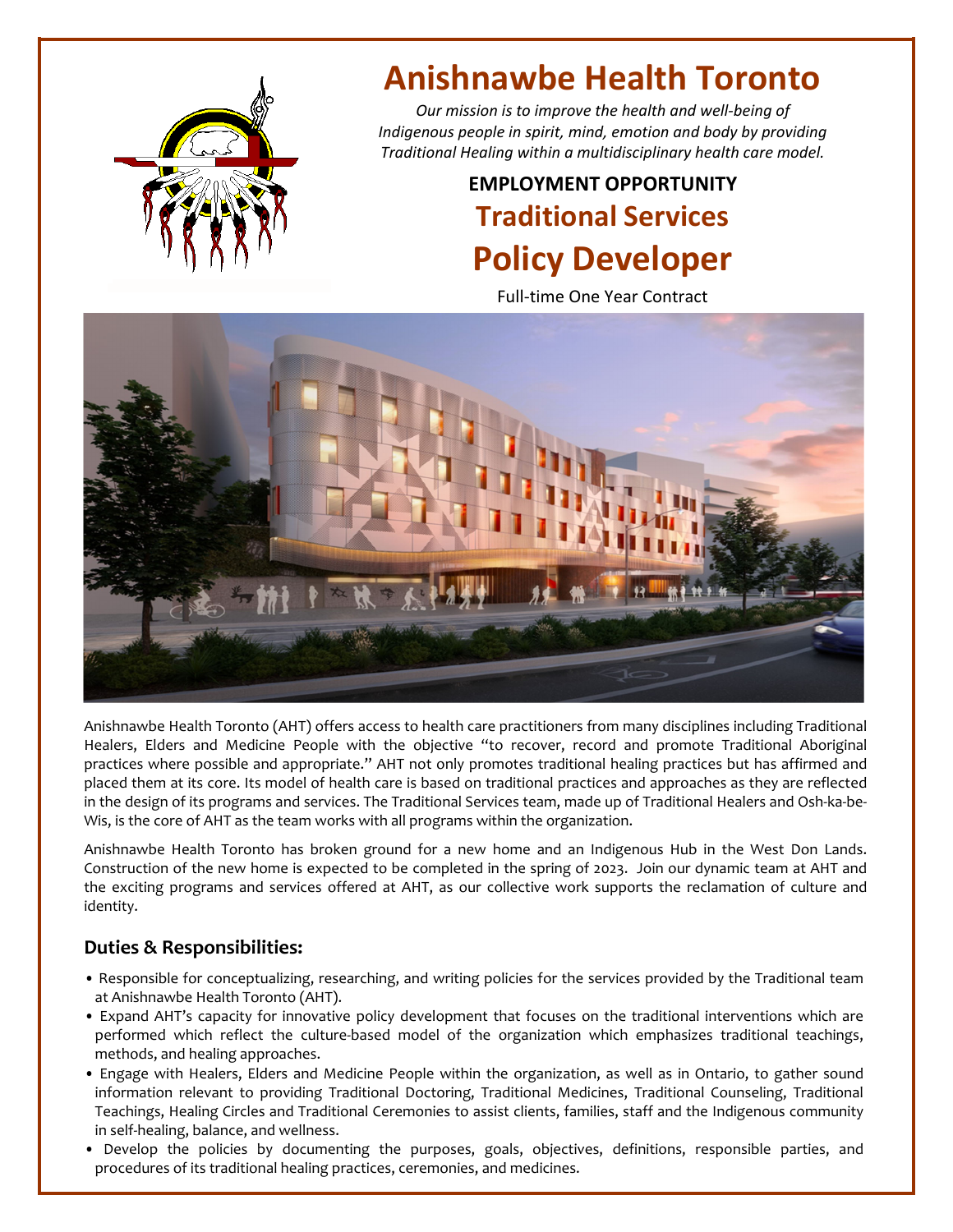# Anishnawbe Health Toronto

*Our mission is to improve the health and well-being of Indigenous people in spirit, mind, emotion and body by providing Traditional Healing within a multidisciplinary health care model.*

**EMPLOYMENT OPPORTUNITY**

## Traditional Services

## Policy Developer

Full-time One Year Contract

Anishnawbe Health Toronto (AHT) offers access to health care practitioners from many disciplines including Traditional Healers, Elders and Medicine People with the objective "to recover, record and promote Traditional Aboriginal practices where possible and appropriate." AHT not only promotes traditional healing practices but has affirmed and placed them at its core. Its model of health care is based on traditional practices and approaches as they are reflected in the design of its programs and services. The Traditional Services team, made up of Traditional Healers and Osh-ka-be-Wis, is the core of AHT as the team works with all programs within the organization.

Anishnawbe Health Toronto has broken ground for a new home and an Indigenous Hub in the West Don Lands. Construction of the new home is expected to be completed in the spring of 2023. Join our dynamic team at AHT and the exciting programs and services offered at AHT, as our collective work supports the reclamation of culture and identity.

### Duties & Responsibilities:

- Responsible for conceptualizing, researching, and writing policies for the services provided by the Traditional team at Anishnawbe Health Toronto (AHT).
- Expand AHT's capacity for innovative policy development that focuses on the traditional interventions which are performed which reflect the culture-based model of the organization which emphasizes traditional teachings, methods, and healing approaches.
- Engage with Healers, Elders and Medicine People within the organization, as well as in Ontario, to gather sound information relevant to providing Traditional Doctoring, Traditional Medicines, Traditional Counseling, Traditional Teachings, Healing Circles and Traditional Ceremonies to assist clients, families, staff and the Indigenous community in self-healing, balance, and wellness.
- Develop the policies by documenting the purposes, goals, objectives, definitions, responsible parties, and procedures of its traditional healing practices, ceremonies, and medicines.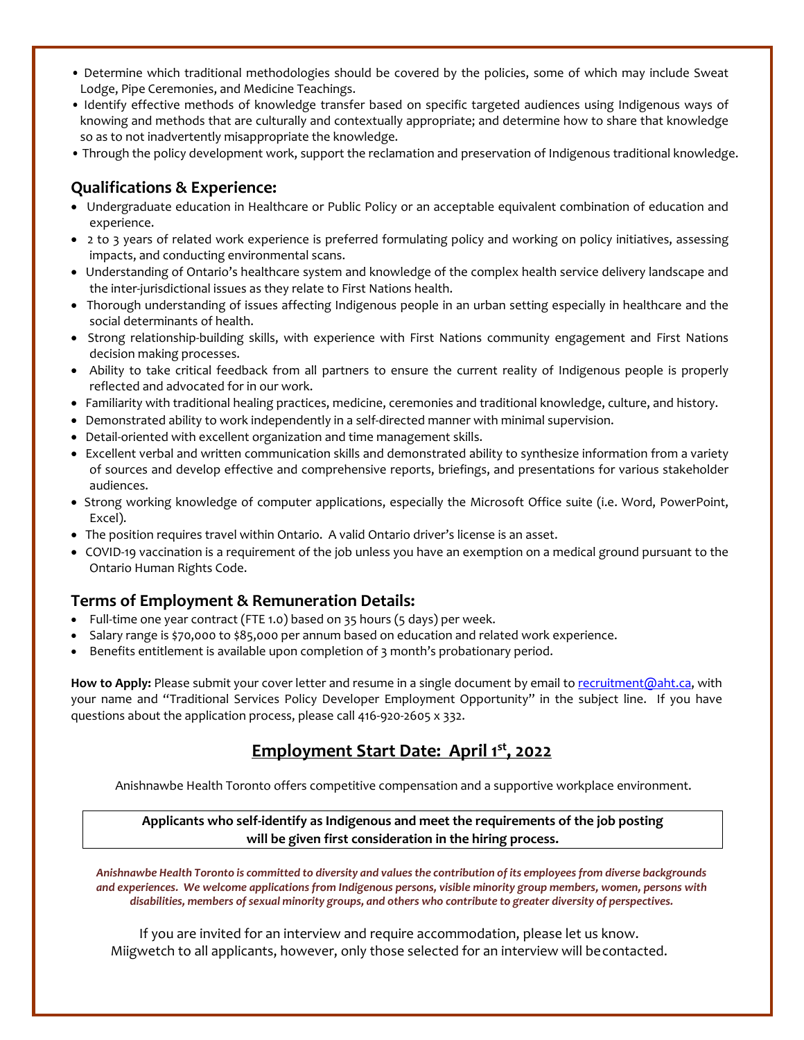- Determine which traditional methodologies should be covered by the policies, some of which may include Sweat Lodge, Pipe Ceremonies, and Medicine Teachings.
- Identify effective methods of knowledge transfer based on specific targeted audiences using Indigenous ways of knowing and methods that are culturally and contextually appropriate; and determine how to share that knowledge so as to not inadvertently misappropriate the knowledge.
- Through the policy development work, support the reclamation and preservation of Indigenous traditional knowledge.

## Qualifications & Experience:

- Undergraduate education in Healthcare or Public Policy or an acceptable equivalent combination of education and experience.
- 2 to 3 years of related work experience is preferred formulating policy and working on policy initiatives, assessing impacts, and conducting environmental scans.
- Understanding of Ontario's healthcare system and knowledge of the complex health service delivery landscape and the inter-jurisdictional issues as they relate to First Nations health.
- Thorough understanding of issues affecting Indigenous people in an urban setting especially in healthcare and the social determinants of health.
- Strong relationship-building skills, with experience with First Nations community engagement and First Nations decision making processes.
- Ability to take critical feedback from all partners to ensure the current reality of Indigenous people is properly reflected and advocated for in our work.
- Familiarity with traditional healing practices, medicine, ceremonies and traditional knowledge, culture, and history.
- Demonstrated ability to work independently in a self-directed manner with minimal supervision.
- Detail-oriented with excellent organization and time management skills.
- Excellent verbal and written communication skills and demonstrated ability to synthesize information from a variety of sources and develop effective and comprehensive reports, briefings, and presentations for various stakeholder audiences.
- Strong working knowledge of computer applications, especially the Microsoft Office suite (i.e. Word, PowerPoint, Excel).
- The position requires travel within Ontario. A valid Ontario driver's license is an asset.
- COVID-19 vaccination is a requirement of the job unless you have an exemption on a medical ground pursuant to the Ontario Human Rights Code.

## Terms of Employment & Remuneration Details:

- Full-time one year contract (FTE 1.0) based on 35 hours (5 days) per week.
- Salary range is $70,000 to $85,000 per annum based on education and related work experience.
- Benefits entitlement is available upon completion of 3 month's probationary period.

**How to Apply:** Please submit your cover letter and resume in a single document by email to recruitment@aht.ca, with your name and "Traditional Services Policy Developer Employment Opportunity" in the subject line. If you have questions about the application process, please call 416-920-2605 x 332.

## Employment Start Date: April 1st, 2022

Anishnawbe Health Toronto offers competitive compensation and a supportive workplace environment.

**Applicants who self-identify as Indigenous and meet the requirements of the job posting will be given first consideration in the hiring process.**

***Anishnawbe Health Toronto is committed to diversity and values the contribution of its employees from diverse backgrounds and experiences. We welcome applications from Indigenous persons, visible minority group members, women, persons with disabilities, members of sexual minority groups, and others who contribute to greater diversity of perspectives.***

If you are invited for an interview and require accommodation, please let us know.
Miigwetch to all applicants, however, only those selected for an interview will be contacted.